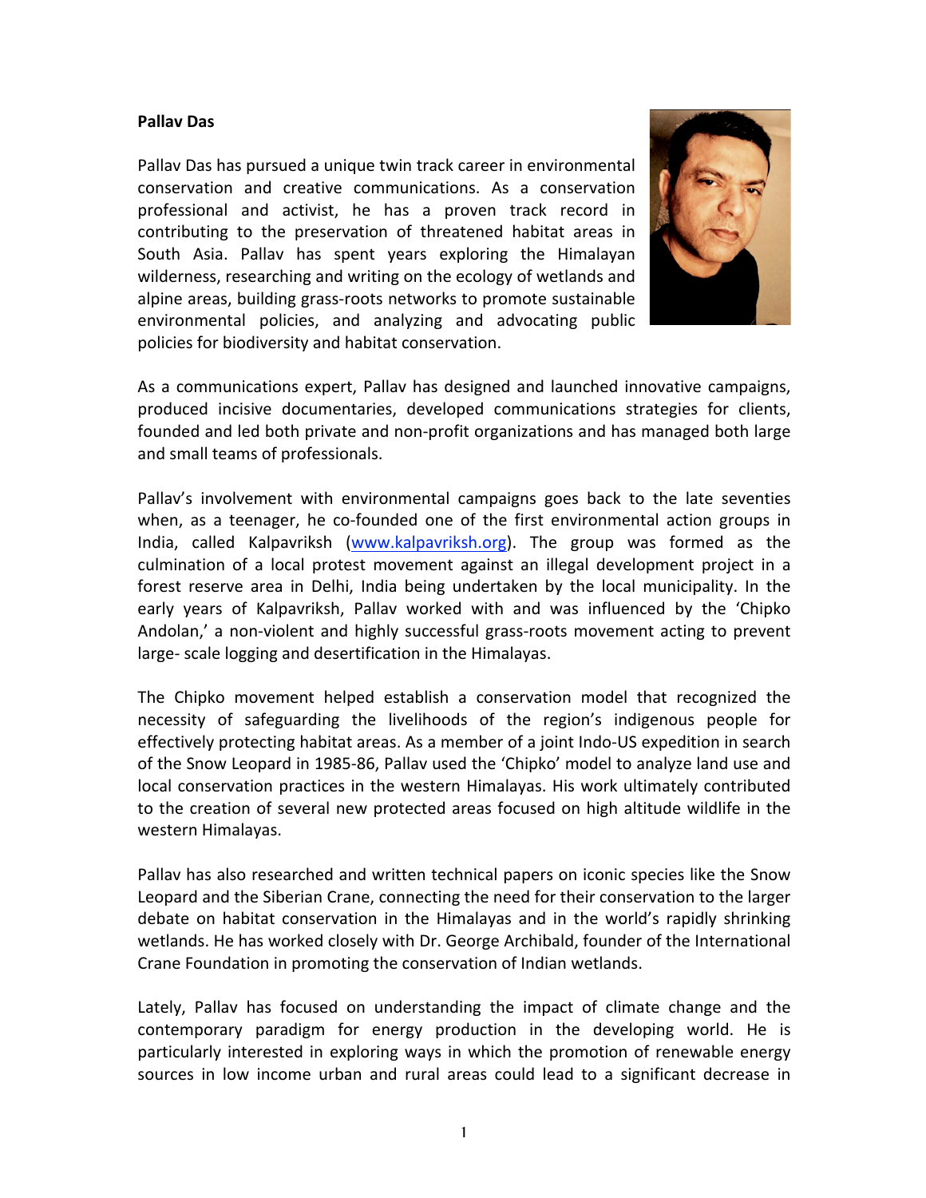**Pallav Das**

Pallav Das has pursued a unique twin track career in environmental conservation and creative communications. As a conservation professional and activist, he has a proven track record in contributing to the preservation of threatened habitat areas in South Asia. Pallav has spent years exploring the Himalayan wilderness, researching and writing on the ecology of wetlands and alpine areas, building grass-roots networks to promote sustainable environmental policies, and analyzing and advocating public policies for biodiversity and habitat conservation.

As a communications expert, Pallav has designed and launched innovative campaigns, produced incisive documentaries, developed communications strategies for clients, founded and led both private and non-profit organizations and has managed both large and small teams of professionals.

Pallav's involvement with environmental campaigns goes back to the late seventies when, as a teenager, he co-founded one of the first environmental action groups in India, called Kalpavriksh ([www.kalpavriksh.org](http://www.kalpavriksh.org)). The group was formed as the culmination of a local protest movement against an illegal development project in a forest reserve area in Delhi, India being undertaken by the local municipality. In the early years of Kalpavriksh, Pallav worked with and was influenced by the 'Chipko Andolan,' a non-violent and highly successful grass-roots movement acting to prevent large- scale logging and desertification in the Himalayas.

The Chipko movement helped establish a conservation model that recognized the necessity of safeguarding the livelihoods of the region's indigenous people for effectively protecting habitat areas. As a member of a joint Indo-US expedition in search of the Snow Leopard in 1985-86, Pallav used the 'Chipko' model to analyze land use and local conservation practices in the western Himalayas. His work ultimately contributed to the creation of several new protected areas focused on high altitude wildlife in the western Himalayas.

Pallav has also researched and written technical papers on iconic species like the Snow Leopard and the Siberian Crane, connecting the need for their conservation to the larger debate on habitat conservation in the Himalayas and in the world's rapidly shrinking wetlands. He has worked closely with Dr. George Archibald, founder of the International Crane Foundation in promoting the conservation of Indian wetlands.

Lately, Pallav has focused on understanding the impact of climate change and the contemporary paradigm for energy production in the developing world. He is particularly interested in exploring ways in which the promotion of renewable energy sources in low income urban and rural areas could lead to a significant decrease in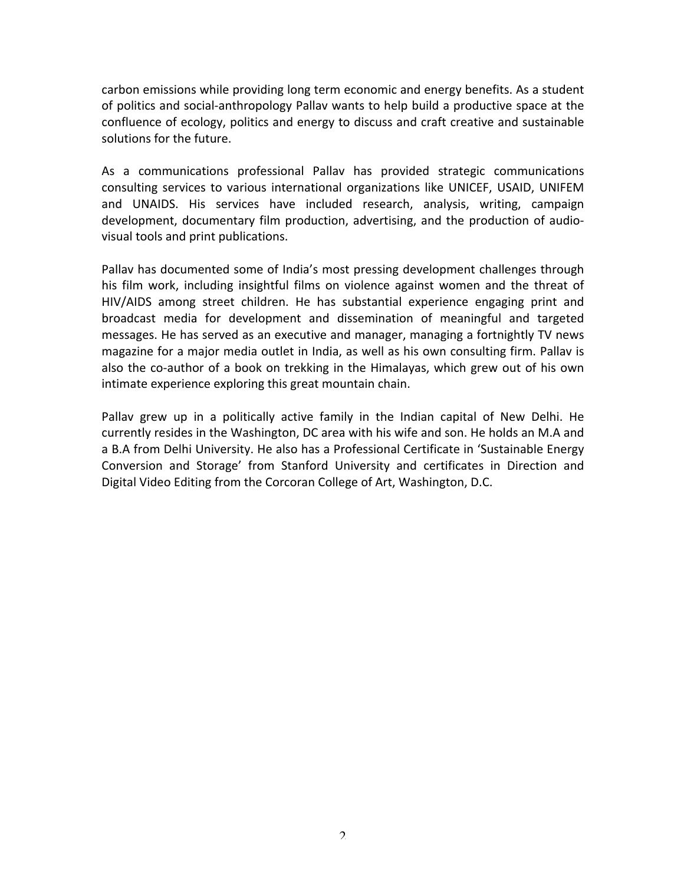carbon emissions while providing long term economic and energy benefits. As a student of politics and social-anthropology Pallav wants to help build a productive space at the confluence of ecology, politics and energy to discuss and craft creative and sustainable solutions for the future.

As a communications professional Pallav has provided strategic communications consulting services to various international organizations like UNICEF, USAID, UNIFEM and UNAIDS. His services have included research, analysis, writing, campaign development, documentary film production, advertising, and the production of audio-visual tools and print publications.

Pallav has documented some of India's most pressing development challenges through his film work, including insightful films on violence against women and the threat of HIV/AIDS among street children. He has substantial experience engaging print and broadcast media for development and dissemination of meaningful and targeted messages. He has served as an executive and manager, managing a fortnightly TV news magazine for a major media outlet in India, as well as his own consulting firm. Pallav is also the co-author of a book on trekking in the Himalayas, which grew out of his own intimate experience exploring this great mountain chain.

Pallav grew up in a politically active family in the Indian capital of New Delhi. He currently resides in the Washington, DC area with his wife and son. He holds an M.A and a B.A from Delhi University. He also has a Professional Certificate in 'Sustainable Energy Conversion and Storage' from Stanford University and certificates in Direction and Digital Video Editing from the Corcoran College of Art, Washington, D.C.